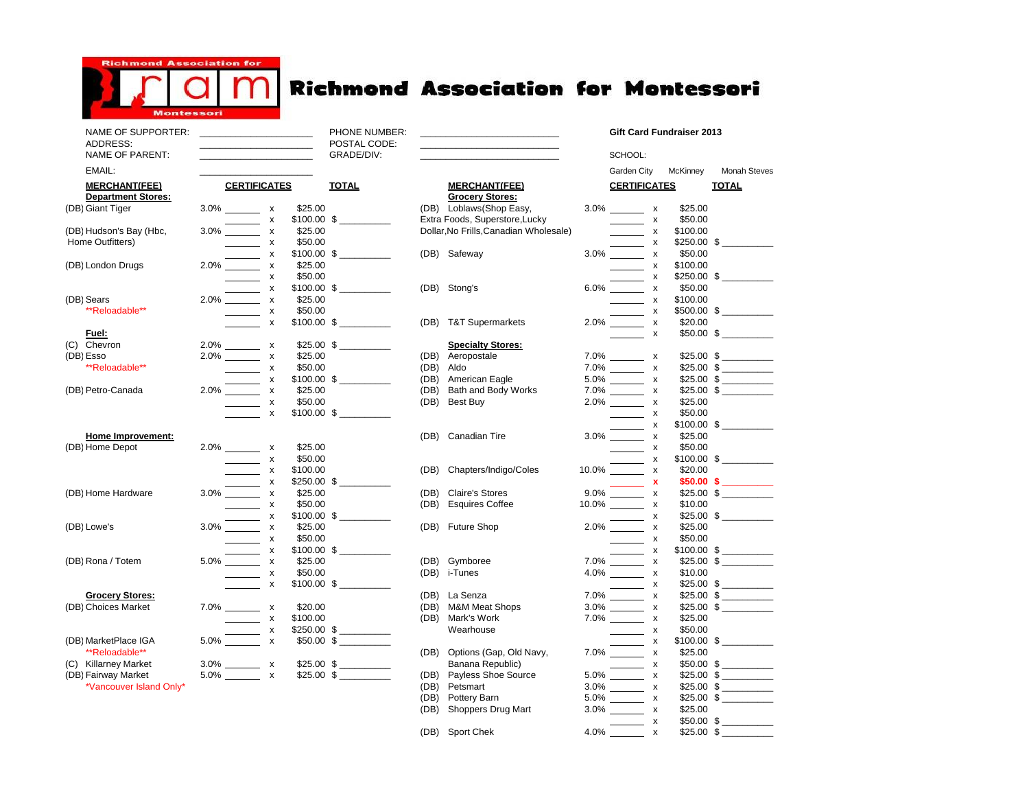# Richmond Association for Montessori

NAME OF SUPPORTER: ____________________ PHONE NUMBER: ________________________

ADDRESS: ____________________ POSTAL CODE: ________________________

NAME OF PARENT: ____________________ GRADE/DIV: ________________________

EMAIL: ____________________

**Gift Card Fundraiser 2013**

SCHOOL:

Garden City McKinney Monah Steves

| MERCHANT(FEE) | | CERTIFICATES | | | TOTAL |
|---|---|---|---|---|---|
| **Department Stores:** | | | | | |
| (DB) Giant Tiger | 3.0% | _______ | x | $25.00 | |
| | | _______ | x | $100.00 | $ _________ |
| (DB) Hudson's Bay (Hbc, Home Outfitters) | 3.0% | _______ | x | $25.00 | |
| | | _______ | x | $50.00 | |
| | | _______ | x | $100.00 | $ _________ |
| (DB) London Drugs | 2.0% | _______ | x | $25.00 | |
| | | _______ | x | $50.00 | |
| | | _______ | x | $100.00 | $ _________ |
| (DB) Sears **Reloadable** | 2.0% | _______ | x | $25.00 | |
| | | _______ | x | $50.00 | |
| | | _______ | x | $100.00 | $ _________ |
| **Fuel:** | | | | | |
| (C) Chevron | 2.0% | _______ | x | $25.00 | $ _________ |
| (DB) Esso **Reloadable** | 2.0% | _______ | x | $25.00 | |
| | | _______ | x | $50.00 | |
| | | _______ | x | $100.00 | $ _________ |
| (DB) Petro-Canada | 2.0% | _______ | x | $25.00 | |
| | | _______ | x | $50.00 | |
| | | _______ | x | $100.00 | $ _________ |
| **Home Improvement:** | | | | | |
| (DB) Home Depot | 2.0% | _______ | x | $25.00 | |
| | | _______ | x | $50.00 | |
| | | _______ | x | $100.00 | |
| | | _______ | x | $250.00 | $ _________ |
| (DB) Home Hardware | 3.0% | _______ | x | $25.00 | |
| | | _______ | x | $50.00 | |
| | | _______ | x | $100.00 | $ _________ |
| (DB) Lowe's | 3.0% | _______ | x | $25.00 | |
| | | _______ | x | $50.00 | |
| | | _______ | x | $100.00 | $ _________ |
| (DB) Rona / Totem | 5.0% | _______ | x | $25.00 | |
| | | _______ | x | $50.00 | |
| | | _______ | x | $100.00 | $ _________ |
| **Grocery Stores:** | | | | | |
| (DB) Choices Market | 7.0% | _______ | x | $20.00 | |
| | | _______ | x | $100.00 | |
| | | _______ | x | $250.00 | $ _________ |
| (DB) MarketPlace IGA **Reloadable** | 5.0% | _______ | x | $50.00 | $ _________ |
| (C) Killarney Market | 3.0% | _______ | x | $25.00 | $ _________ |
| (DB) Fairway Market *Vancouver Island Only* | 5.0% | _______ | x | $25.00 | $ _________ |

| MERCHANT(FEE) | | CERTIFICATES | | | TOTAL |
|---|---|---|---|---|---|
| **Grocery Stores:** | | | | | |
| (DB) Loblaws(Shop Easy, Extra Foods, Superstore,Lucky Dollar,No Frills,Canadian Wholesale) | 3.0% | _______ | x | $25.00 | |
| | | _______ | x | $50.00 | |
| | | _______ | x | $100.00 | |
| | | _______ | x | $250.00 | $ _________ |
| (DB) Safeway | 3.0% | _______ | x | $50.00 | |
| | | _______ | x | $100.00 | |
| | | _______ | x | $250.00 | $ _________ |
| (DB) Stong's | 6.0% | _______ | x | $50.00 | |
| | | _______ | x | $100.00 | |
| | | _______ | x | $500.00 | $ _________ |
| (DB) T&T Supermarkets | 2.0% | _______ | x | $20.00 | |
| | | _______ | x | $50.00 | $ _________ |
| **Specialty Stores:** | | | | | |
| (DB) Aeropostale | 7.0% | _______ | x | $25.00 | $ _________ |
| (DB) Aldo | 7.0% | _______ | x | $25.00 | $ _________ |
| (DB) American Eagle | 5.0% | _______ | x | $25.00 | $ _________ |
| (DB) Bath and Body Works | 7.0% | _______ | x | $25.00 | $ _________ |
| (DB) Best Buy | 2.0% | _______ | x | $25.00 | |
| | | _______ | x | $50.00 | |
| | | _______ | x | $100.00 | $ _________ |
| (DB) Canadian Tire | 3.0% | _______ | x | $25.00 | |
| | | _______ | x | $50.00 | |
| | | _______ | x | $100.00 | $ _________ |
| (DB) Chapters/Indigo/Coles | 10.0% | _______ | x | $20.00 | |
| | | _______ | x | $50.00 | $ _________ |
| (DB) Claire's Stores | 9.0% | _______ | x | $25.00 | $ _________ |
| (DB) Esquires Coffee | 10.0% | _______ | x | $10.00 | |
| | | _______ | x | $25.00 | $ _________ |
| (DB) Future Shop | 2.0% | _______ | x | $25.00 | |
| | | _______ | x | $50.00 | |
| | | _______ | x | $100.00 | $ _________ |
| (DB) Gymboree | 7.0% | _______ | x | $25.00 | $ _________ |
| (DB) i-Tunes | 4.0% | _______ | x | $10.00 | |
| | | _______ | x | $25.00 | $ _________ |
| (DB) La Senza | 7.0% | _______ | x | $25.00 | $ _________ |
| (DB) M&M Meat Shops | 3.0% | _______ | x | $25.00 | $ _________ |
| (DB) Mark's Work Wearhouse | 7.0% | _______ | x | $25.00 | |
| | | _______ | x | $50.00 | |
| | | _______ | x | $100.00 | $ _________ |
| (DB) Options (Gap, Old Navy, Banana Republic) | 7.0% | _______ | x | $25.00 | |
| | | _______ | x | $50.00 | $ _________ |
| (DB) Payless Shoe Source | 5.0% | _______ | x | $25.00 | $ _________ |
| (DB) Petsmart | 3.0% | _______ | x | $25.00 | $ _________ |
| (DB) Pottery Barn | 5.0% | _______ | x | $25.00 | $ _________ |
| (DB) Shoppers Drug Mart | 3.0% | _______ | x | $25.00 | |
| | | _______ | x | $50.00 | $ _________ |
| (DB) Sport Chek | 4.0% | _______ | x | $25.00 | $ _________ |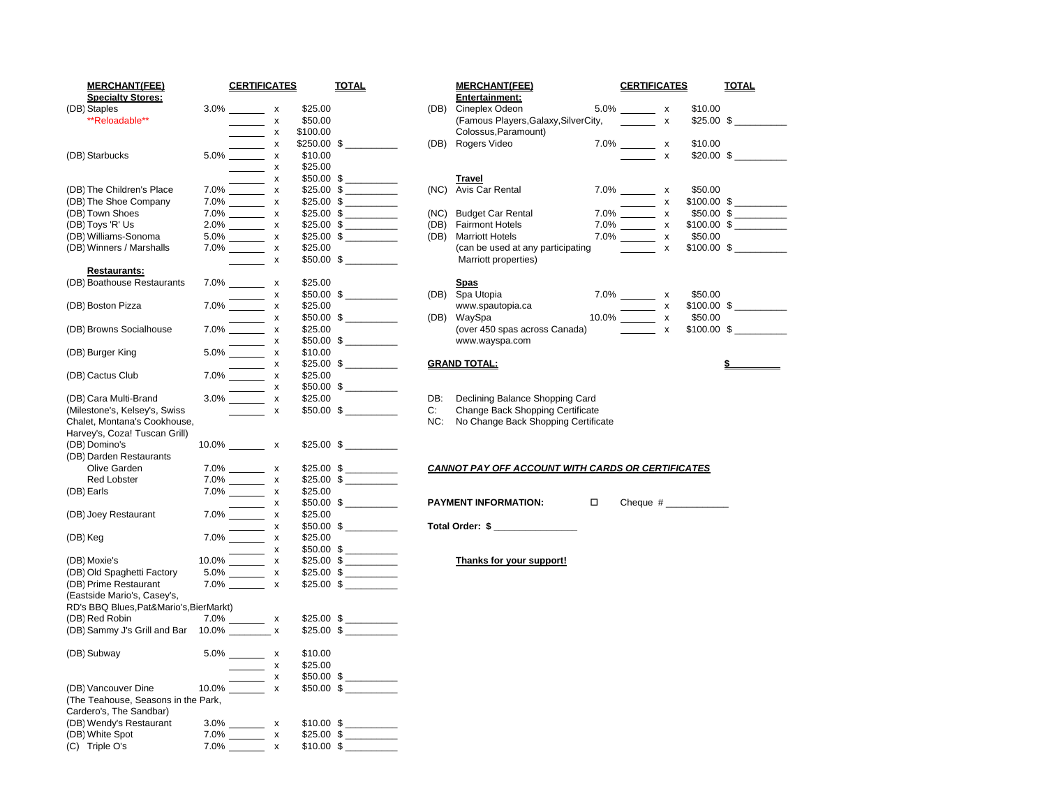| MERCHANT(FEE) | | CERTIFICATES | | | TOTAL |
|---|---|---|---|---|---|
| **Specialty Stores:** | | | | | |
| (DB) Staples | 3.0% | _______ | x | $25.00 | |
| **Reloadable** | | _______ | x | $50.00 | |
| | | _______ | x | $100.00 | |
| | | _______ | x | $250.00 | $ _________ |
| (DB) Starbucks | 5.0% | _______ | x | $10.00 | |
| | | _______ | x | $25.00 | |
| | | _______ | x | $50.00 | $ _________ |
| (DB) The Children's Place | 7.0% | _______ | x | $25.00 | $ _________ |
| (DB) The Shoe Company | 7.0% | _______ | x | $25.00 | $ _________ |
| (DB) Town Shoes | 7.0% | _______ | x | $25.00 | $ _________ |
| (DB) Toys 'R' Us | 2.0% | _______ | x | $25.00 | $ _________ |
| (DB) Williams-Sonoma | 5.0% | _______ | x | $25.00 | $ _________ |
| (DB) Winners / Marshalls | 7.0% | _______ | x | $25.00 | |
| | | _______ | x | $50.00 | $ _________ |
| **Restaurants:** | | | | | |
| (DB) Boathouse Restaurants | 7.0% | _______ | x | $25.00 | |
| | | _______ | x | $50.00 | $ _________ |
| (DB) Boston Pizza | 7.0% | _______ | x | $25.00 | |
| | | _______ | x | $50.00 | $ _________ |
| (DB) Browns Socialhouse | 7.0% | _______ | x | $25.00 | |
| | | _______ | x | $50.00 | $ _________ |
| (DB) Burger King | 5.0% | _______ | x | $10.00 | |
| | | _______ | x | $25.00 | $ _________ |
| (DB) Cactus Club | 7.0% | _______ | x | $25.00 | |
| | | _______ | x | $50.00 | $ _________ |
| (DB) Cara Multi-Brand | 3.0% | _______ | x | $25.00 | |
| (Milestone's, Kelsey's, Swiss Chalet, Montana's Cookhouse, Harvey's, Coza! Tuscan Grill) | | _______ | x | $50.00 | $ _________ |
| (DB) Domino's | 10.0% | _______ | x | $25.00 | $ _________ |
| (DB) Darden Restaurants | | | | | |
| Olive Garden | 7.0% | _______ | x | $25.00 | $ _________ |
| Red Lobster | 7.0% | _______ | x | $25.00 | $ _________ |
| (DB) Earls | 7.0% | _______ | x | $25.00 | |
| | | _______ | x | $50.00 | $ _________ |
| (DB) Joey Restaurant | 7.0% | _______ | x | $25.00 | |
| | | _______ | x | $50.00 | $ _________ |
| (DB) Keg | 7.0% | _______ | x | $25.00 | |
| | | _______ | x | $50.00 | $ _________ |
| (DB) Moxie's | 10.0% | _______ | x | $25.00 | $ _________ |
| (DB) Old Spaghetti Factory | 5.0% | _______ | x | $25.00 | $ _________ |
| (DB) Prime Restaurant (Eastside Mario's, Casey's, RD's BBQ Blues, Pat&Mario's, BierMarkt) | 7.0% | _______ | x | $25.00 | $ _________ |
| (DB) Red Robin | 7.0% | _______ | x | $25.00 | $ _________ |
| (DB) Sammy J's Grill and Bar | 10.0% | _______ | x | $25.00 | $ _________ |
| (DB) Subway | 5.0% | _______ | x | $10.00 | |
| | | _______ | x | $25.00 | |
| | | _______ | x | $50.00 | $ _________ |
| (DB) Vancouver Dine (The Teahouse, Seasons in the Park, Cardero's, The Sandbar) | 10.0% | _______ | x | $50.00 | $ _________ |
| (DB) Wendy's Restaurant | 3.0% | _______ | x | $10.00 | $ _________ |
| (DB) White Spot | 7.0% | _______ | x | $25.00 | $ _________ |
| (C) Triple O's | 7.0% | _______ | x | $10.00 | $ _________ |

| MERCHANT(FEE) | | CERTIFICATES | | | TOTAL |
|---|---|---|---|---|---|
| **Entertainment:** | | | | | |
| (DB) Cineplex Odeon | 5.0% | _______ | x | $10.00 | |
| (Famous Players, Galaxy, SilverCity, Colossus, Paramount) | | _______ | x | $25.00 | $ _________ |
| (DB) Rogers Video | 7.0% | _______ | x | $10.00 | |
| | | _______ | x | $20.00 | $ _________ |
| **Travel** | | | | | |
| (NC) Avis Car Rental | 7.0% | _______ | x | $50.00 | |
| | | _______ | x | $100.00 | $ _________ |
| (NC) Budget Car Rental | 7.0% | _______ | x | $50.00 | $ _________ |
| (DB) Fairmont Hotels | 7.0% | _______ | x | $100.00 | $ _________ |
| (DB) Marriott Hotels | 7.0% | _______ | x | $50.00 | |
| (can be used at any participating Marriott properties) | | _______ | x | $100.00 | $ _________ |
| **Spas** | | | | | |
| (DB) Spa Utopia | 7.0% | _______ | x | $50.00 | |
| www.spautopia.ca | | _______ | x | $100.00 | $ _________ |
| (DB) WaySpa | 10.0% | _______ | x | $50.00 | |
| (over 450 spas across Canada) www.wayspa.com | | _______ | x | $100.00 | $ _________ |

**GRAND TOTAL:** **$ _________**

DB: Declining Balance Shopping Card
C: Change Back Shopping Certificate
NC: No Change Back Shopping Certificate

***CANNOT PAY OFF ACCOUNT WITH CARDS OR CERTIFICATES***

**PAYMENT INFORMATION:** ☐ Cheque # ___________

**Total Order: $ _______________**

**Thanks for your support!**